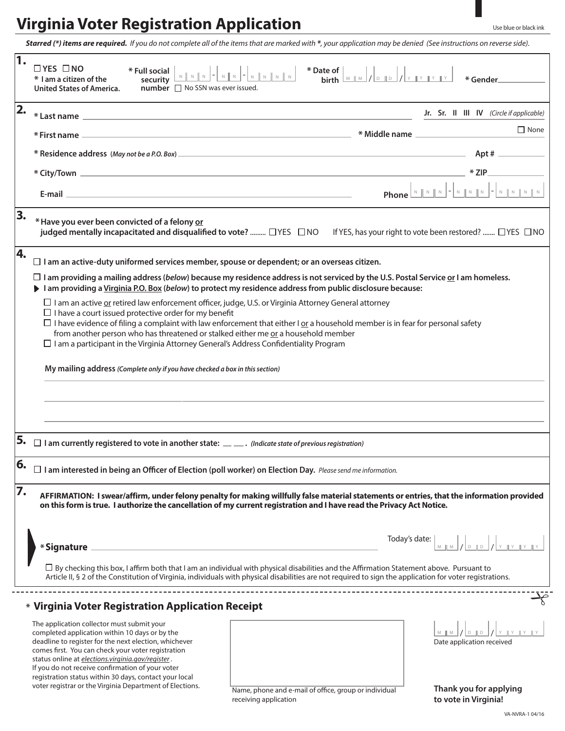# Virginia Voter Registration Application

Use blue or black ink

***Starred (*) items are required.*** *If you do not complete all of the items that are marked with *, your application may be denied (See instructions on reverse side).*

**1.**

☐ YES ☐ NO
**\* I am a citizen of the United States of America.**

**\* Full social security number** [N][N][N] - [N][N] - [N][N][N][N] ☐ No SSN was ever issued.

**\* Date of birth** [M][M] / [D][D] / [Y][Y][Y][Y]

**\* Gender** ____________

**2.**

**\* Last name** ______________________________ **Jr. Sr. II III IV** *(Circle if applicable)*

**\* First name** ______________________________ **\* Middle name** ______________ ☐ None

**\* Residence address** (*May not be a P.O. Box*) ______________________________ **Apt #** ________

**\* City/Town** ______________________________ **\* ZIP** ________

**E-mail** ______________________________ **Phone** [N][N][N] - [N][N][N] - [N][N][N][N]

**3.**

**\* Have you ever been convicted of a felony or judged mentally incapacitated and disqualified to vote?** ......... ☐ YES ☐ NO    If YES, has your right to vote been restored? ....... ☐ YES ☐ NO

**4.**

☐ **I am an active-duty uniformed services member, spouse or dependent; or an overseas citizen.**

☐ **I am providing a mailing address (*below*) because my residence address is not serviced by the U.S. Postal Service or I am homeless.**

▶ **I am providing a Virginia P.O. Box (*below*) to protect my residence address from public disclosure because:**

- ☐ I am an active or retired law enforcement officer, judge, U.S. or Virginia Attorney General attorney
- ☐ I have a court issued protective order for my benefit
- ☐ I have evidence of filing a complaint with law enforcement that either I or a household member is in fear for personal safety from another person who has threatened or stalked either me or a household member
- ☐ I am a participant in the Virginia Attorney General's Address Confidentiality Program

**My mailing address** ***(Complete only if you have checked a box in this section)***

______________________________

______________________________

______________________________

**5.**

☐ **I am currently registered to vote in another state:** __ __ . ***(Indicate state of previous registration)***

**6.**

☐ **I am interested in being an Officer of Election (poll worker) on Election Day.** *Please send me information.*

**7.**

**AFFIRMATION: I swear/affirm, under felony penalty for making willfully false material statements or entries, that the information provided on this form is true. I authorize the cancellation of my current registration and I have read the Privacy Act Notice.**

**\* Signature** ______________________________    Today's date: [M][M] / [D][D] / [Y][Y][Y][Y]

☐ By checking this box, I affirm both that I am an individual with physical disabilities and the Affirmation Statement above. Pursuant to Article II, § 2 of the Constitution of Virginia, individuals with physical disabilities are not required to sign the application for voter registrations.

---

## \* Virginia Voter Registration Application Receipt

The application collector must submit your completed application within 10 days or by the deadline to register for the next election, whichever comes first. You can check your voter registration status online at *elections.virginia.gov/register*. If you do not receive confirmation of your voter registration status within 30 days, contact your local voter registrar or the Virginia Department of Elections.

Name, phone and e-mail of office, group or individual receiving application

[M][M] / [D][D] / [Y][Y][Y][Y]
Date application received

**Thank you for applying to vote in Virginia!**

VA-NVRA-1 04/16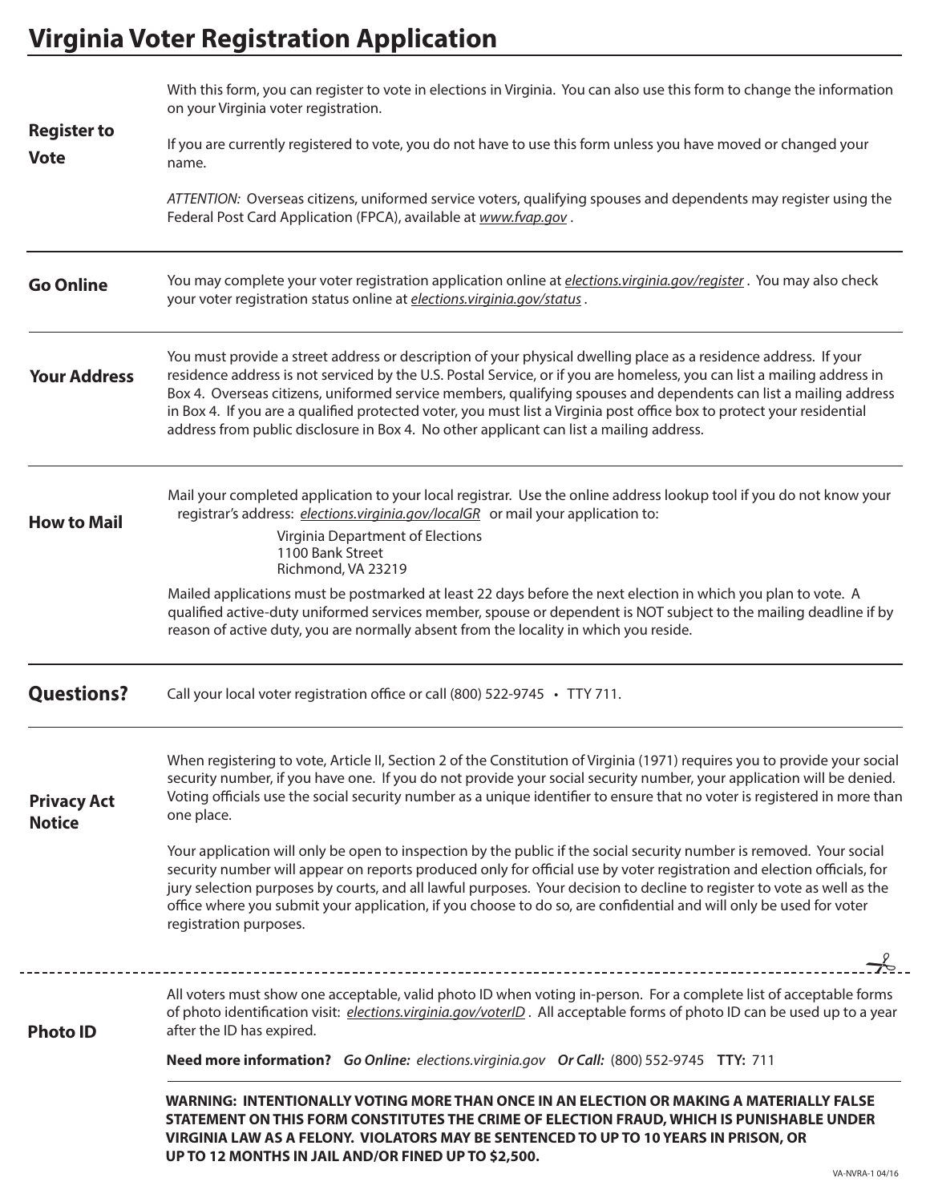# Virginia Voter Registration Application

## Register to Vote

With this form, you can register to vote in elections in Virginia. You can also use this form to change the information on your Virginia voter registration.

If you are currently registered to vote, you do not have to use this form unless you have moved or changed your name.

*ATTENTION:* Overseas citizens, uniformed service voters, qualifying spouses and dependents may register using the Federal Post Card Application (FPCA), available at *www.fvap.gov* .

## Go Online

You may complete your voter registration application online at *elections.virginia.gov/register* . You may also check your voter registration status online at *elections.virginia.gov/status* .

## Your Address

You must provide a street address or description of your physical dwelling place as a residence address. If your residence address is not serviced by the U.S. Postal Service, or if you are homeless, you can list a mailing address in Box 4. Overseas citizens, uniformed service members, qualifying spouses and dependents can list a mailing address in Box 4. If you are a qualified protected voter, you must list a Virginia post office box to protect your residential address from public disclosure in Box 4. No other applicant can list a mailing address.

## How to Mail

Mail your completed application to your local registrar. Use the online address lookup tool if you do not know your registrar's address: *elections.virginia.gov/localGR* or mail your application to:

Virginia Department of Elections
1100 Bank Street
Richmond, VA 23219

Mailed applications must be postmarked at least 22 days before the next election in which you plan to vote. A qualified active-duty uniformed services member, spouse or dependent is NOT subject to the mailing deadline if by reason of active duty, you are normally absent from the locality in which you reside.

## Questions?

Call your local voter registration office or call (800) 522-9745 • TTY 711.

## Privacy Act Notice

When registering to vote, Article II, Section 2 of the Constitution of Virginia (1971) requires you to provide your social security number, if you have one. If you do not provide your social security number, your application will be denied. Voting officials use the social security number as a unique identifier to ensure that no voter is registered in more than one place.

Your application will only be open to inspection by the public if the social security number is removed. Your social security number will appear on reports produced only for official use by voter registration and election officials, for jury selection purposes by courts, and all lawful purposes. Your decision to decline to register to vote as well as the office where you submit your application, if you choose to do so, are confidential and will only be used for voter registration purposes.

---

## Photo ID

All voters must show one acceptable, valid photo ID when voting in-person. For a complete list of acceptable forms of photo identification visit: *elections.virginia.gov/voterID* . All acceptable forms of photo ID can be used up to a year after the ID has expired.

**Need more information?** ***Go Online:*** *elections.virginia.gov* ***Or Call:*** (800) 552-9745 **TTY:** 711

**WARNING: INTENTIONALLY VOTING MORE THAN ONCE IN AN ELECTION OR MAKING A MATERIALLY FALSE STATEMENT ON THIS FORM CONSTITUTES THE CRIME OF ELECTION FRAUD, WHICH IS PUNISHABLE UNDER VIRGINIA LAW AS A FELONY. VIOLATORS MAY BE SENTENCED TO UP TO 10 YEARS IN PRISON, OR UP TO 12 MONTHS IN JAIL AND/OR FINED UP TO $2,500.**

VA-NVRA-1 04/16